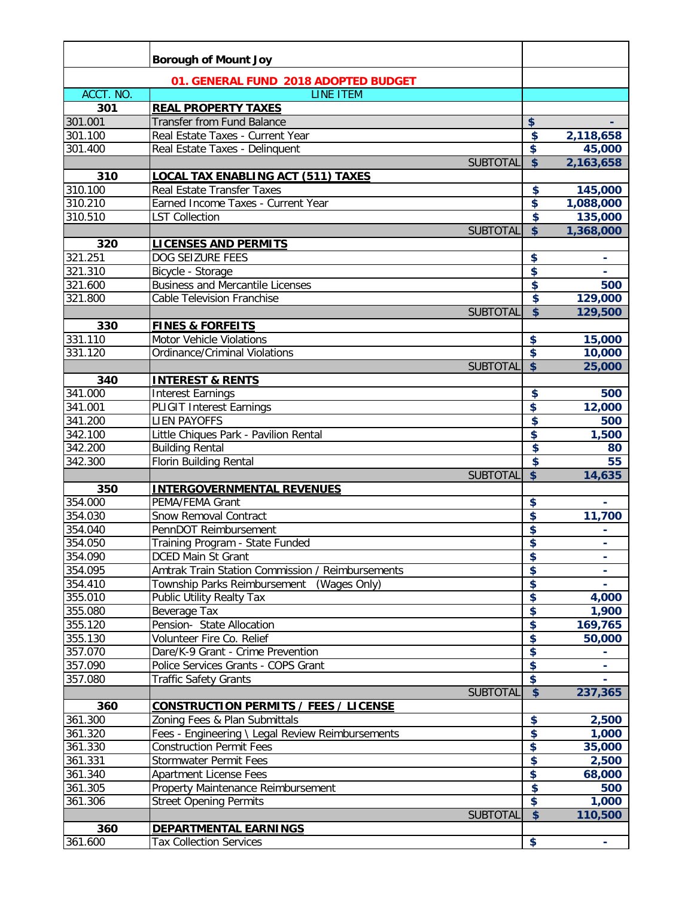## Borough of Mount Joy

### 01. GENERAL FUND 2018 ADOPTED BUDGET

| ACCT. NO. | LINE ITEM | | |
|---|---|---|---|
| **301** | **REAL PROPERTY TAXES** | | |
| 301.001 | Transfer from Fund Balance | $ | - |
| 301.100 | Real Estate Taxes - Current Year | $ | 2,118,658 |
| 301.400 | Real Estate Taxes - Delinquent | $ | 45,000 |
| | SUBTOTAL | $ | 2,163,658 |
| **310** | **LOCAL TAX ENABLING ACT (511) TAXES** | | |
| 310.100 | Real Estate Transfer Taxes | $ | 145,000 |
| 310.210 | Earned Income Taxes - Current Year | $ | 1,088,000 |
| 310.510 | LST Collection | $ | 135,000 |
| | SUBTOTAL | $ | 1,368,000 |
| **320** | **LICENSES AND PERMITS** | | |
| 321.251 | DOG SEIZURE FEES | $ | - |
| 321.310 | Bicycle - Storage | $ | - |
| 321.600 | Business and Mercantile Licenses | $ | 500 |
| 321.800 | Cable Television Franchise | $ | 129,000 |
| | SUBTOTAL | $ | 129,500 |
| **330** | **FINES & FORFEITS** | | |
| 331.110 | Motor Vehicle Violations | $ | 15,000 |
| 331.120 | Ordinance/Criminal Violations | $ | 10,000 |
| | SUBTOTAL | $ | 25,000 |
| **340** | **INTEREST & RENTS** | | |
| 341.000 | Interest Earnings | $ | 500 |
| 341.001 | PLIGIT Interest Earnings | $ | 12,000 |
| 341.200 | LIEN PAYOFFS | $ | 500 |
| 342.100 | Little Chiques Park - Pavilion Rental | $ | 1,500 |
| 342.200 | Building Rental | $ | 80 |
| 342.300 | Florin Building Rental | $ | 55 |
| | SUBTOTAL | $ | 14,635 |
| **350** | **INTERGOVERNMENTAL REVENUES** | | |
| 354.000 | PEMA/FEMA Grant | $ | - |
| 354.030 | Snow Removal Contract | $ | 11,700 |
| 354.040 | PennDOT Reimbursement | $ | - |
| 354.050 | Training Program - State Funded | $ | - |
| 354.090 | DCED Main St Grant | $ | - |
| 354.095 | Amtrak Train Station Commission / Reimbursements | $ | - |
| 354.410 | Township Parks Reimbursement (Wages Only) | $ | - |
| 355.010 | Public Utility Realty Tax | $ | 4,000 |
| 355.080 | Beverage Tax | $ | 1,900 |
| 355.120 | Pension- State Allocation | $ | 169,765 |
| 355.130 | Volunteer Fire Co. Relief | $ | 50,000 |
| 357.070 | Dare/K-9 Grant - Crime Prevention | $ | - |
| 357.090 | Police Services Grants - COPS Grant | $ | - |
| 357.080 | Traffic Safety Grants | $ | - |
| | SUBTOTAL | $ | 237,365 |
| **360** | **CONSTRUCTION PERMITS / FEES / LICENSE** | | |
| 361.300 | Zoning Fees & Plan Submittals | $ | 2,500 |
| 361.320 | Fees - Engineering \ Legal Review Reimbursements | $ | 1,000 |
| 361.330 | Construction Permit Fees | $ | 35,000 |
| 361.331 | Stormwater Permit Fees | $ | 2,500 |
| 361.340 | Apartment License Fees | $ | 68,000 |
| 361.305 | Property Maintenance Reimbursement | $ | 500 |
| 361.306 | Street Opening Permits | $ | 1,000 |
| | SUBTOTAL | $ | 110,500 |
| **360** | **DEPARTMENTAL EARNINGS** | | |
| 361.600 | Tax Collection Services | $ | - |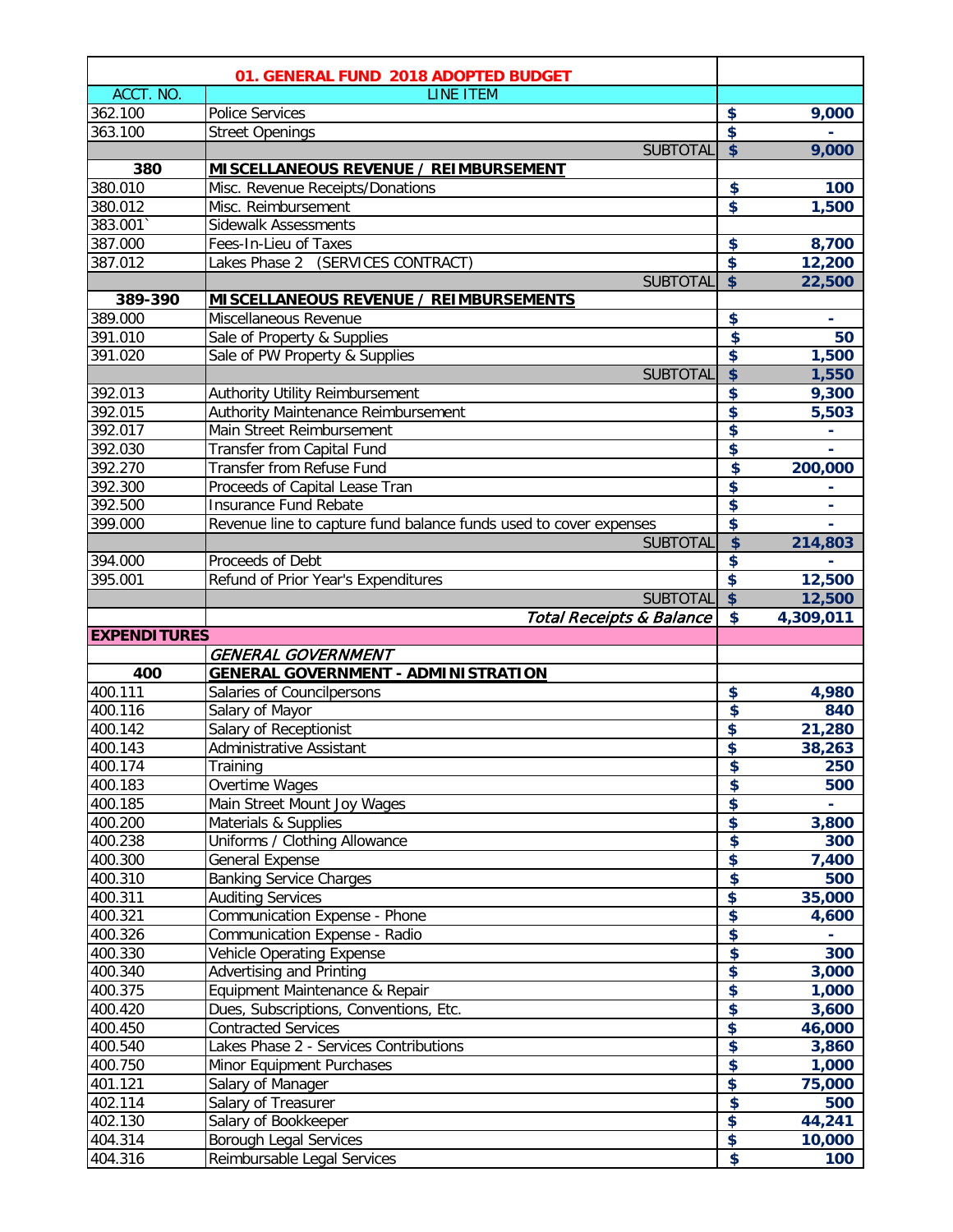| 01. GENERAL FUND 2018 ADOPTED BUDGET | | |
|---|---|---|
| ACCT. NO. | LINE ITEM | |
| 362.100 | Police Services | $ 9,000 |
| 363.100 | Street Openings | $ - |
| | SUBTOTAL | $ 9,000 |
| **380** | **MISCELLANEOUS REVENUE / REIMBURSEMENT** | |
| 380.010 | Misc. Revenue Receipts/Donations | $ 100 |
| 380.012 | Misc. Reimbursement | $ 1,500 |
| 383.001` | Sidewalk Assessments | |
| 387.000 | Fees-In-Lieu of Taxes | $ 8,700 |
| 387.012 | Lakes Phase 2 (SERVICES CONTRACT) | $ 12,200 |
| | SUBTOTAL | $ 22,500 |
| **389-390** | **MISCELLANEOUS REVENUE / REIMBURSEMENTS** | |
| 389.000 | Miscellaneous Revenue | $ - |
| 391.010 | Sale of Property & Supplies | $ 50 |
| 391.020 | Sale of PW Property & Supplies | $ 1,500 |
| | SUBTOTAL | $ 1,550 |
| 392.013 | Authority Utility Reimbursement | $ 9,300 |
| 392.015 | Authority Maintenance Reimbursement | $ 5,503 |
| 392.017 | Main Street Reimbursement | $ - |
| 392.030 | Transfer from Capital Fund | $ - |
| 392.270 | Transfer from Refuse Fund | $ 200,000 |
| 392.300 | Proceeds of Capital Lease Tran | $ - |
| 392.500 | Insurance Fund Rebate | $ - |
| 399.000 | Revenue line to capture fund balance funds used to cover expenses | $ - |
| | SUBTOTAL | $ 214,803 |
| 394.000 | Proceeds of Debt | $ - |
| 395.001 | Refund of Prior Year's Expenditures | $ 12,500 |
| | SUBTOTAL | $ 12,500 |
| | *Total Receipts & Balance* | $ 4,309,011 |
| **EXPENDITURES** | | |
| | *GENERAL GOVERNMENT* | |
| **400** | **GENERAL GOVERNMENT - ADMINISTRATION** | |
| 400.111 | Salaries of Councilpersons | $ 4,980 |
| 400.116 | Salary of Mayor | $ 840 |
| 400.142 | Salary of Receptionist | $ 21,280 |
| 400.143 | Administrative Assistant | $ 38,263 |
| 400.174 | Training | $ 250 |
| 400.183 | Overtime Wages | $ 500 |
| 400.185 | Main Street Mount Joy Wages | $ - |
| 400.200 | Materials & Supplies | $ 3,800 |
| 400.238 | Uniforms / Clothing Allowance | $ 300 |
| 400.300 | General Expense | $ 7,400 |
| 400.310 | Banking Service Charges | $ 500 |
| 400.311 | Auditing Services | $ 35,000 |
| 400.321 | Communication Expense - Phone | $ 4,600 |
| 400.326 | Communication Expense - Radio | $ - |
| 400.330 | Vehicle Operating Expense | $ 300 |
| 400.340 | Advertising and Printing | $ 3,000 |
| 400.375 | Equipment Maintenance & Repair | $ 1,000 |
| 400.420 | Dues, Subscriptions, Conventions, Etc. | $ 3,600 |
| 400.450 | Contracted Services | $ 46,000 |
| 400.540 | Lakes Phase 2 - Services Contributions | $ 3,860 |
| 400.750 | Minor Equipment Purchases | $ 1,000 |
| 401.121 | Salary of Manager | $ 75,000 |
| 402.114 | Salary of Treasurer | $ 500 |
| 402.130 | Salary of Bookkeeper | $ 44,241 |
| 404.314 | Borough Legal Services | $ 10,000 |
| 404.316 | Reimbursable Legal Services | $ 100 |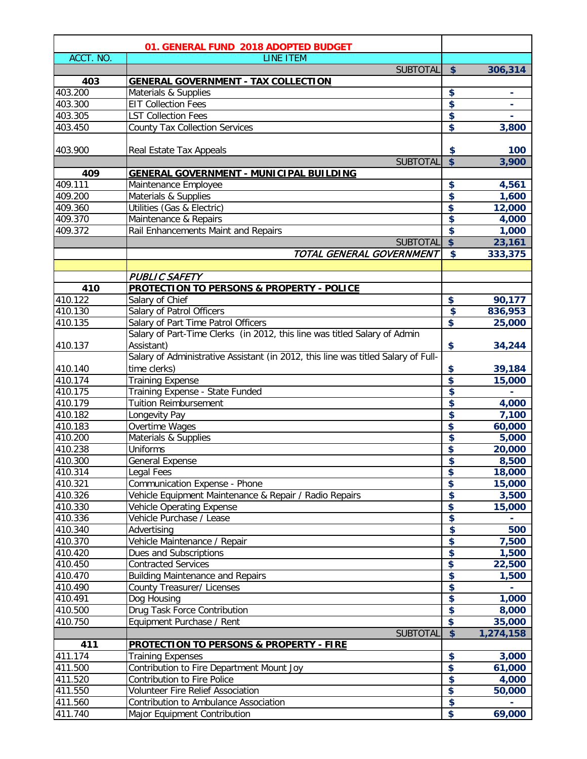| 01. GENERAL FUND 2018 ADOPTED BUDGET | | |
|---|---|---|
| ACCT. NO. | LINE ITEM | |
| | SUBTOTAL | $ 306,314 |
| **403** | **GENERAL GOVERNMENT - TAX COLLECTION** | |
| 403.200 | Materials & Supplies | $ - |
| 403.300 | EIT Collection Fees | $ - |
| 403.305 | LST Collection Fees | $ - |
| 403.450 | County Tax Collection Services | $ 3,800 |
| 403.900 | Real Estate Tax Appeals | $ 100 |
| | SUBTOTAL | $ 3,900 |
| **409** | **GENERAL GOVERNMENT - MUNICIPAL BUILDING** | |
| 409.111 | Maintenance Employee | $ 4,561 |
| 409.200 | Materials & Supplies | $ 1,600 |
| 409.360 | Utilities (Gas & Electric) | $ 12,000 |
| 409.370 | Maintenance & Repairs | $ 4,000 |
| 409.372 | Rail Enhancements Maint and Repairs | $ 1,000 |
| | SUBTOTAL | $ 23,161 |
| | *TOTAL GENERAL GOVERNMENT* | $ 333,375 |
| | | |
| | *PUBLIC SAFETY* | |
| **410** | **PROTECTION TO PERSONS & PROPERTY - POLICE** | |
| 410.122 | Salary of Chief | $ 90,177 |
| 410.130 | Salary of Patrol Officers | $ 836,953 |
| 410.135 | Salary of Part Time Patrol Officers | $ 25,000 |
| 410.137 | Salary of Part-Time Clerks (in 2012, this line was titled Salary of Admin Assistant) | $ 34,244 |
| 410.140 | Salary of Administrative Assistant (in 2012, this line was titled Salary of Full-time clerks) | $ 39,184 |
| 410.174 | Training Expense | $ 15,000 |
| 410.175 | Training Expense - State Funded | $ - |
| 410.179 | Tuition Reimbursement | $ 4,000 |
| 410.182 | Longevity Pay | $ 7,100 |
| 410.183 | Overtime Wages | $ 60,000 |
| 410.200 | Materials & Supplies | $ 5,000 |
| 410.238 | Uniforms | $ 20,000 |
| 410.300 | General Expense | $ 8,500 |
| 410.314 | Legal Fees | $ 18,000 |
| 410.321 | Communication Expense - Phone | $ 15,000 |
| 410.326 | Vehicle Equipment Maintenance & Repair / Radio Repairs | $ 3,500 |
| 410.330 | Vehicle Operating Expense | $ 15,000 |
| 410.336 | Vehicle Purchase / Lease | $ - |
| 410.340 | Advertising | $ 500 |
| 410.370 | Vehicle Maintenance / Repair | $ 7,500 |
| 410.420 | Dues and Subscriptions | $ 1,500 |
| 410.450 | Contracted Services | $ 22,500 |
| 410.470 | Building Maintenance and Repairs | $ 1,500 |
| 410.490 | County Treasurer/ Licenses | $ - |
| 410.491 | Dog Housing | $ 1,000 |
| 410.500 | Drug Task Force Contribution | $ 8,000 |
| 410.750 | Equipment Purchase / Rent | $ 35,000 |
| | SUBTOTAL | $ 1,274,158 |
| **411** | **PROTECTION TO PERSONS & PROPERTY - FIRE** | |
| 411.174 | Training Expenses | $ 3,000 |
| 411.500 | Contribution to Fire Department Mount Joy | $ 61,000 |
| 411.520 | Contribution to Fire Police | $ 4,000 |
| 411.550 | Volunteer Fire Relief Association | $ 50,000 |
| 411.560 | Contribution to Ambulance Association | $ - |
| 411.740 | Major Equipment Contribution | $ 69,000 |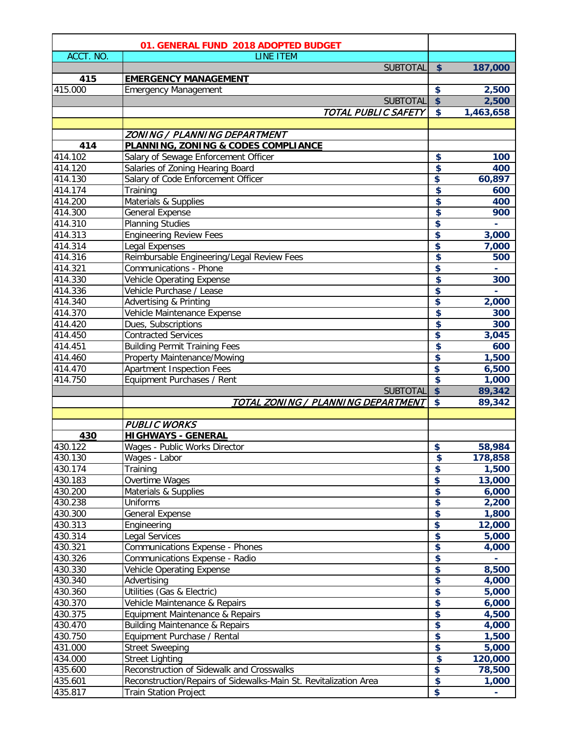| 01. GENERAL FUND 2018 ADOPTED BUDGET | | |
|---|---|---|
| ACCT. NO. | LINE ITEM | |
| | SUBTOTAL | $ 187,000 |
| **415** | **EMERGENCY MANAGEMENT** | |
| 415.000 | Emergency Management | $ 2,500 |
| | SUBTOTAL | $ 2,500 |
| | *TOTAL PUBLIC SAFETY* | $ 1,463,658 |
| | | |
| | *ZONING / PLANNING DEPARTMENT* | |
| **414** | **PLANNING, ZONING & CODES COMPLIANCE** | |
| 414.102 | Salary of Sewage Enforcement Officer | $ 100 |
| 414.120 | Salaries of Zoning Hearing Board | $ 400 |
| 414.130 | Salary of Code Enforcement Officer | $ 60,897 |
| 414.174 | Training | $ 600 |
| 414.200 | Materials & Supplies | $ 400 |
| 414.300 | General Expense | $ 900 |
| 414.310 | Planning Studies | $ - |
| 414.313 | Engineering Review Fees | $ 3,000 |
| 414.314 | Legal Expenses | $ 7,000 |
| 414.316 | Reimbursable Engineering/Legal Review Fees | $ 500 |
| 414.321 | Communications - Phone | $ - |
| 414.330 | Vehicle Operating Expense | $ 300 |
| 414.336 | Vehicle Purchase / Lease | $ - |
| 414.340 | Advertising & Printing | $ 2,000 |
| 414.370 | Vehicle Maintenance Expense | $ 300 |
| 414.420 | Dues, Subscriptions | $ 300 |
| 414.450 | Contracted Services | $ 3,045 |
| 414.451 | Building Permit Training Fees | $ 600 |
| 414.460 | Property Maintenance/Mowing | $ 1,500 |
| 414.470 | Apartment Inspection Fees | $ 6,500 |
| 414.750 | Equipment Purchases / Rent | $ 1,000 |
| | SUBTOTAL | $ 89,342 |
| | *TOTAL ZONING / PLANNING DEPARTMENT* | $ 89,342 |
| | | |
| | *PUBLIC WORKS* | |
| **430** | **HIGHWAYS - GENERAL** | |
| 430.122 | Wages - Public Works Director | $ 58,984 |
| 430.130 | Wages - Labor | $ 178,858 |
| 430.174 | Training | $ 1,500 |
| 430.183 | Overtime Wages | $ 13,000 |
| 430.200 | Materials & Supplies | $ 6,000 |
| 430.238 | Uniforms | $ 2,200 |
| 430.300 | General Expense | $ 1,800 |
| 430.313 | Engineering | $ 12,000 |
| 430.314 | Legal Services | $ 5,000 |
| 430.321 | Communications Expense - Phones | $ 4,000 |
| 430.326 | Communications Expense - Radio | $ - |
| 430.330 | Vehicle Operating Expense | $ 8,500 |
| 430.340 | Advertising | $ 4,000 |
| 430.360 | Utilities (Gas & Electric) | $ 5,000 |
| 430.370 | Vehicle Maintenance & Repairs | $ 6,000 |
| 430.375 | Equipment Maintenance & Repairs | $ 4,500 |
| 430.470 | Building Maintenance & Repairs | $ 4,000 |
| 430.750 | Equipment Purchase / Rental | $ 1,500 |
| 431.000 | Street Sweeping | $ 5,000 |
| 434.000 | Street Lighting | $ 120,000 |
| 435.600 | Reconstruction of Sidewalk and Crosswalks | $ 78,500 |
| 435.601 | Reconstruction/Repairs of Sidewalks-Main St. Revitalization Area | $ 1,000 |
| 435.817 | Train Station Project | $ - |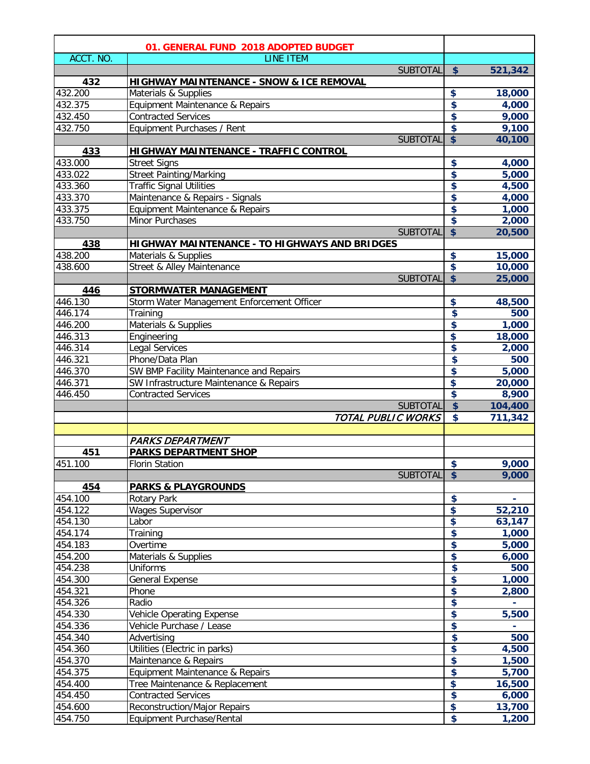| ACCT. NO. | 01. GENERAL FUND 2018 ADOPTED BUDGET<br>LINE ITEM | |
|---|---|---|
| | SUBTOTAL | $ 521,342 |
| **432** | **HIGHWAY MAINTENANCE - SNOW & ICE REMOVAL** | |
| 432.200 | Materials & Supplies | $ 18,000 |
| 432.375 | Equipment Maintenance & Repairs | $ 4,000 |
| 432.450 | Contracted Services | $ 9,000 |
| 432.750 | Equipment Purchases / Rent | $ 9,100 |
| | SUBTOTAL | $ 40,100 |
| **433** | **HIGHWAY MAINTENANCE - TRAFFIC CONTROL** | |
| 433.000 | Street Signs | $ 4,000 |
| 433.022 | Street Painting/Marking | $ 5,000 |
| 433.360 | Traffic Signal Utilities | $ 4,500 |
| 433.370 | Maintenance & Repairs - Signals | $ 4,000 |
| 433.375 | Equipment Maintenance & Repairs | $ 1,000 |
| 433.750 | Minor Purchases | $ 2,000 |
| | SUBTOTAL | $ 20,500 |
| **438** | **HIGHWAY MAINTENANCE - TO HIGHWAYS AND BRIDGES** | |
| 438.200 | Materials & Supplies | $ 15,000 |
| 438.600 | Street & Alley Maintenance | $ 10,000 |
| | SUBTOTAL | $ 25,000 |
| **446** | **STORMWATER MANAGEMENT** | |
| 446.130 | Storm Water Management Enforcement Officer | $ 48,500 |
| 446.174 | Training | $ 500 |
| 446.200 | Materials & Supplies | $ 1,000 |
| 446.313 | Engineering | $ 18,000 |
| 446.314 | Legal Services | $ 2,000 |
| 446.321 | Phone/Data Plan | $ 500 |
| 446.370 | SW BMP Facility Maintenance and Repairs | $ 5,000 |
| 446.371 | SW Infrastructure Maintenance & Repairs | $ 20,000 |
| 446.450 | Contracted Services | $ 8,900 |
| | SUBTOTAL | $ 104,400 |
| | *TOTAL PUBLIC WORKS* | $ 711,342 |
| | | |
| | *PARKS DEPARTMENT* | |
| **451** | **PARKS DEPARTMENT SHOP** | |
| 451.100 | Florin Station | $ 9,000 |
| | SUBTOTAL | $ 9,000 |
| **454** | **PARKS & PLAYGROUNDS** | |
| 454.100 | Rotary Park | $ - |
| 454.122 | Wages Supervisor | $ 52,210 |
| 454.130 | Labor | $ 63,147 |
| 454.174 | Training | $ 1,000 |
| 454.183 | Overtime | $ 5,000 |
| 454.200 | Materials & Supplies | $ 6,000 |
| 454.238 | Uniforms | $ 500 |
| 454.300 | General Expense | $ 1,000 |
| 454.321 | Phone | $ 2,800 |
| 454.326 | Radio | $ - |
| 454.330 | Vehicle Operating Expense | $ 5,500 |
| 454.336 | Vehicle Purchase / Lease | $ - |
| 454.340 | Advertising | $ 500 |
| 454.360 | Utilities (Electric in parks) | $ 4,500 |
| 454.370 | Maintenance & Repairs | $ 1,500 |
| 454.375 | Equipment Maintenance & Repairs | $ 5,700 |
| 454.400 | Tree Maintenance & Replacement | $ 16,500 |
| 454.450 | Contracted Services | $ 6,000 |
| 454.600 | Reconstruction/Major Repairs | $ 13,700 |
| 454.750 | Equipment Purchase/Rental | $ 1,200 |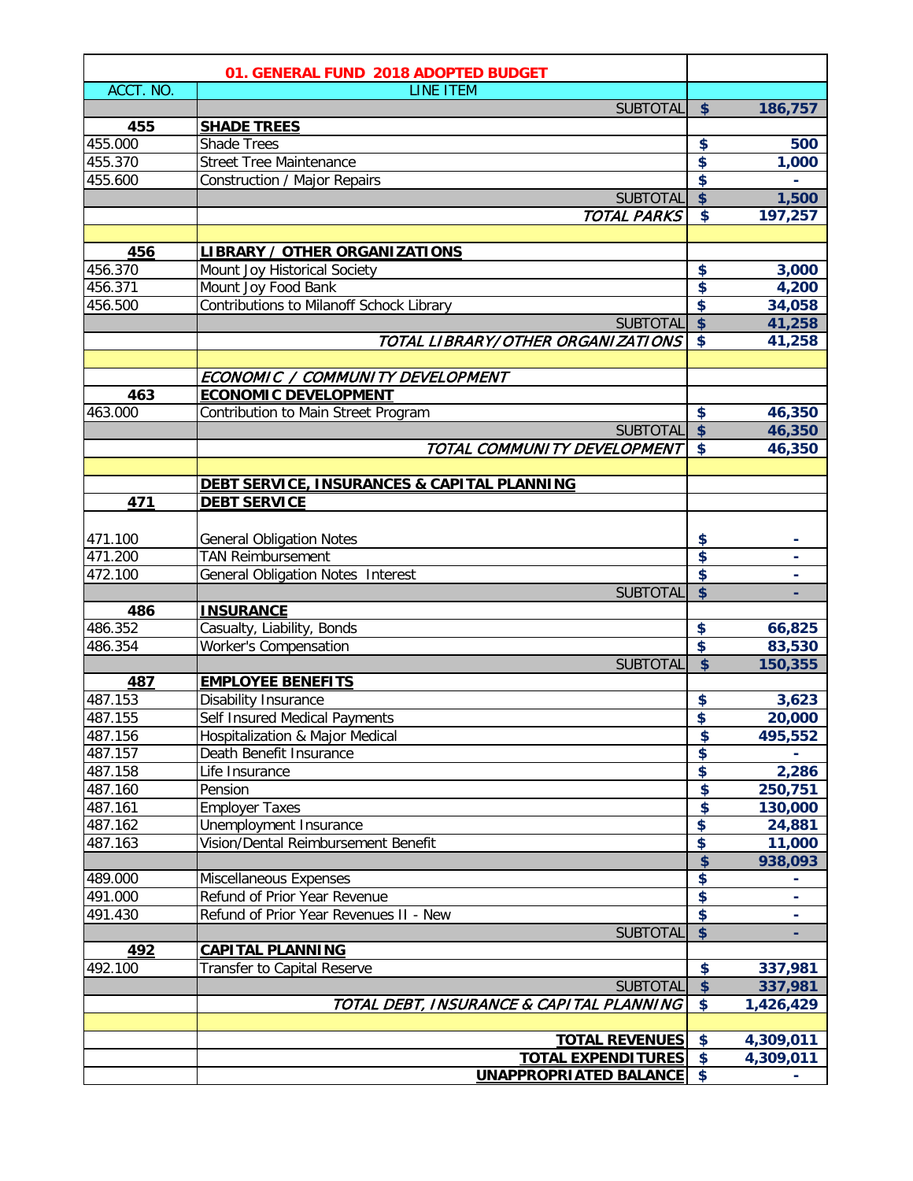| 01. GENERAL FUND 2018 ADOPTED BUDGET | | |
|---|---|---|
| ACCT. NO. | LINE ITEM | |
| | SUBTOTAL | $ 186,757 |
| **455** | **SHADE TREES** | |
| 455.000 | Shade Trees | $ 500 |
| 455.370 | Street Tree Maintenance | $ 1,000 |
| 455.600 | Construction / Major Repairs | $ - |
| | SUBTOTAL | $ 1,500 |
| | *TOTAL PARKS* | $ 197,257 |
| | | |
| **456** | **LIBRARY / OTHER ORGANIZATIONS** | |
| 456.370 | Mount Joy Historical Society | $ 3,000 |
| 456.371 | Mount Joy Food Bank | $ 4,200 |
| 456.500 | Contributions to Milanoff Schock Library | $ 34,058 |
| | SUBTOTAL | $ 41,258 |
| | *TOTAL LIBRARY/OTHER ORGANIZATIONS* | $ 41,258 |
| | | |
| | *ECONOMIC / COMMUNITY DEVELOPMENT* | |
| **463** | **ECONOMIC DEVELOPMENT** | |
| 463.000 | Contribution to Main Street Program | $ 46,350 |
| | SUBTOTAL | $ 46,350 |
| | *TOTAL COMMUNITY DEVELOPMENT* | $ 46,350 |
| | | |
| | **DEBT SERVICE, INSURANCES & CAPITAL PLANNING** | |
| **471** | **DEBT SERVICE** | |
| 471.100 | General Obligation Notes | $ - |
| 471.200 | TAN Reimbursement | $ - |
| 472.100 | General Obligation Notes Interest | $ - |
| | SUBTOTAL | $ - |
| **486** | **INSURANCE** | |
| 486.352 | Casualty, Liability, Bonds | $ 66,825 |
| 486.354 | Worker's Compensation | $ 83,530 |
| | SUBTOTAL | $ 150,355 |
| **487** | **EMPLOYEE BENEFITS** | |
| 487.153 | Disability Insurance | $ 3,623 |
| 487.155 | Self Insured Medical Payments | $ 20,000 |
| 487.156 | Hospitalization & Major Medical | $ 495,552 |
| 487.157 | Death Benefit Insurance | $ - |
| 487.158 | Life Insurance | $ 2,286 |
| 487.160 | Pension | $ 250,751 |
| 487.161 | Employer Taxes | $ 130,000 |
| 487.162 | Unemployment Insurance | $ 24,881 |
| 487.163 | Vision/Dental Reimbursement Benefit | $ 11,000 |
| | | $ 938,093 |
| 489.000 | Miscellaneous Expenses | $ - |
| 491.000 | Refund of Prior Year Revenue | $ - |
| 491.430 | Refund of Prior Year Revenues II - New | $ - |
| | SUBTOTAL | $ - |
| **492** | **CAPITAL PLANNING** | |
| 492.100 | Transfer to Capital Reserve | $ 337,981 |
| | SUBTOTAL | $ 337,981 |
| | *TOTAL DEBT, INSURANCE & CAPITAL PLANNING* | $ 1,426,429 |
| | | |
| | **TOTAL REVENUES** | $ 4,309,011 |
| | **TOTAL EXPENDITURES** | $ 4,309,011 |
| | **UNAPPROPRIATED BALANCE** | $ - |